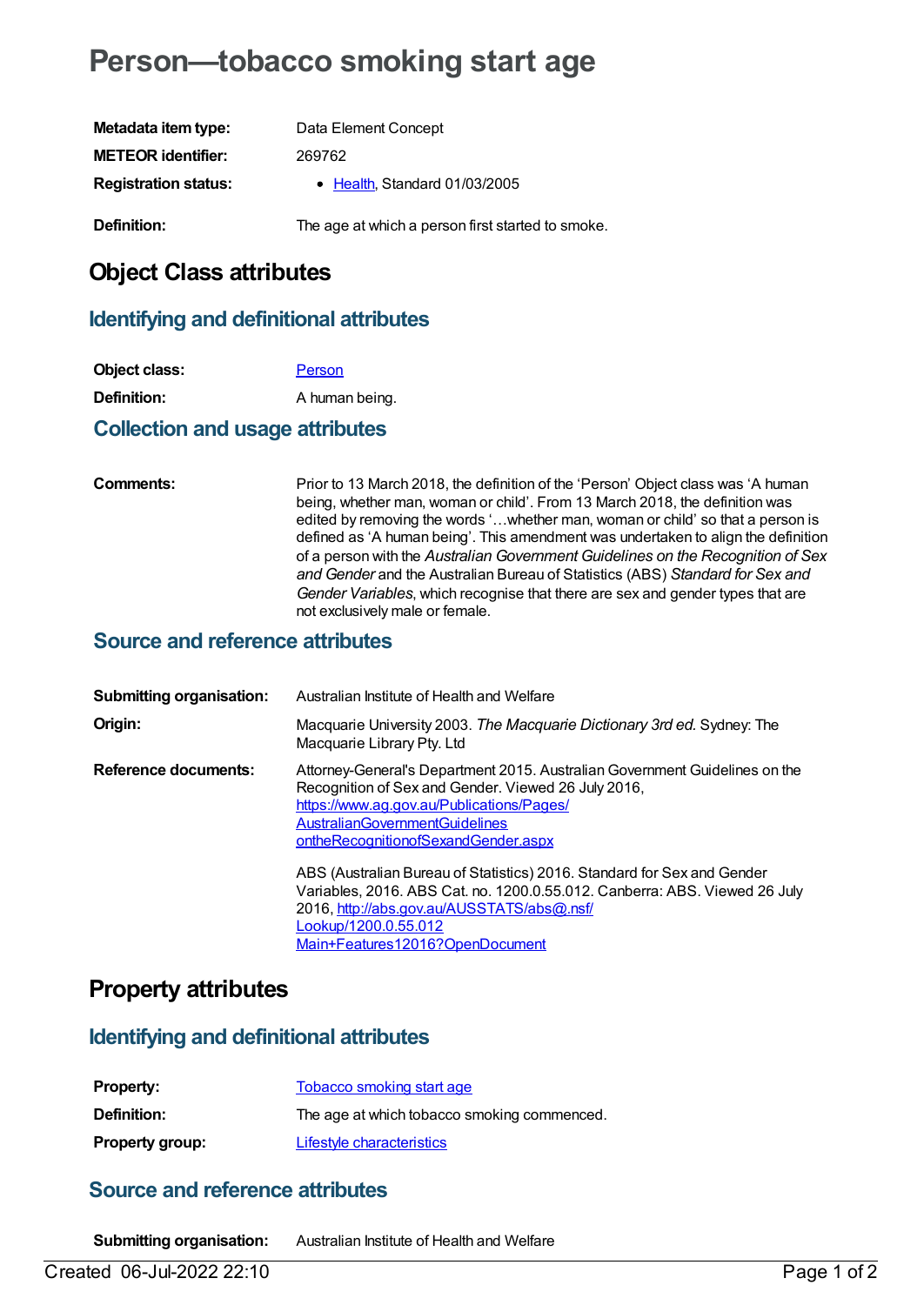# Person—tobacco smoking start age

| | |
|---|---|
| **Metadata item type:** | Data Element Concept |
| **METEOR identifier:** | 269762 |
| **Registration status:** | • Health, Standard 01/03/2005 |
| **Definition:** | The age at which a person first started to smoke. |

## Object Class attributes

### Identifying and definitional attributes

| | |
|---|---|
| **Object class:** | Person |
| **Definition:** | A human being. |

### Collection and usage attributes

| | |
|---|---|
| **Comments:** | Prior to 13 March 2018, the definition of the 'Person' Object class was 'A human being, whether man, woman or child'. From 13 March 2018, the definition was edited by removing the words '…whether man, woman or child' so that a person is defined as 'A human being'. This amendment was undertaken to align the definition of a person with the *Australian Government Guidelines on the Recognition of Sex and Gender* and the Australian Bureau of Statistics (ABS) *Standard for Sex and Gender Variables*, which recognise that there are sex and gender types that are not exclusively male or female. |

### Source and reference attributes

| | |
|---|---|
| **Submitting organisation:** | Australian Institute of Health and Welfare |
| **Origin:** | Macquarie University 2003. *The Macquarie Dictionary 3rd ed.* Sydney: The Macquarie Library Pty. Ltd |
| **Reference documents:** | Attorney-General's Department 2015. Australian Government Guidelines on the Recognition of Sex and Gender. Viewed 26 July 2016, https://www.ag.gov.au/Publications/Pages/AustralianGovernmentGuidelinesontheRecognitionofSexandGender.aspx<br><br>ABS (Australian Bureau of Statistics) 2016. Standard for Sex and Gender Variables, 2016. ABS Cat. no. 1200.0.55.012. Canberra: ABS. Viewed 26 July 2016, http://abs.gov.au/AUSSTATS/abs@.nsf/Lookup/1200.0.55.012Main+Features12016?OpenDocument |

## Property attributes

### Identifying and definitional attributes

| | |
|---|---|
| **Property:** | Tobacco smoking start age |
| **Definition:** | The age at which tobacco smoking commenced. |
| **Property group:** | Lifestyle characteristics |

### Source and reference attributes

| | |
|---|---|
| **Submitting organisation:** | Australian Institute of Health and Welfare |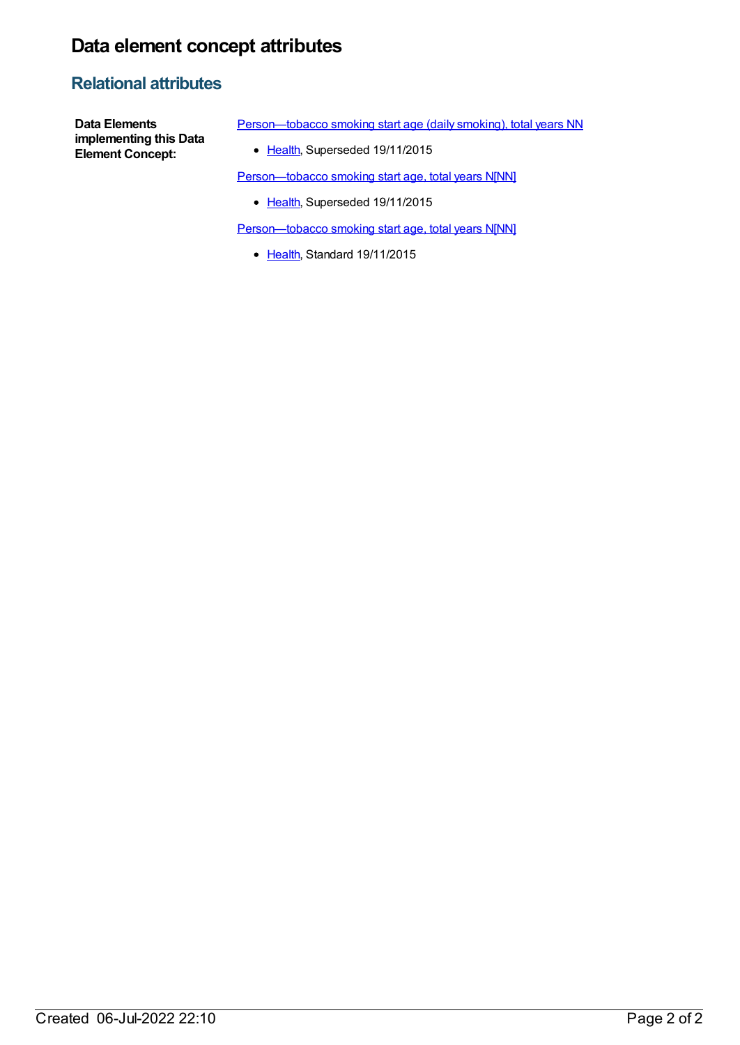# Data element concept attributes

## Relational attributes

**Data Elements implementing this Data Element Concept:**

Person—tobacco smoking start age (daily smoking), total years NN

- Health, Superseded 19/11/2015

Person—tobacco smoking start age, total years N[NN]

- Health, Superseded 19/11/2015

Person—tobacco smoking start age, total years N[NN]

- Health, Standard 19/11/2015